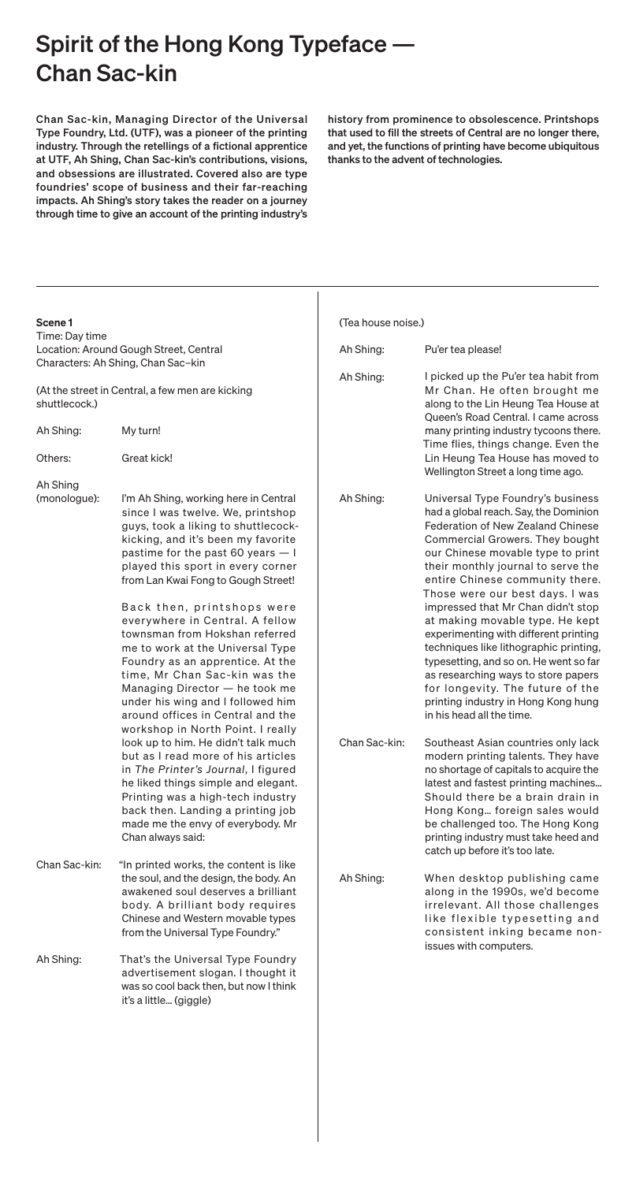# Spirit of the Hong Kong Typeface — Chan Sac-kin

**Chan Sac-kin, Managing Director of the Universal Type Foundry, Ltd. (UTF), was a pioneer of the printing industry. Through the retellings of a fictional apprentice at UTF, Ah Shing, Chan Sac-kin's contributions, visions, and obsessions are illustrated. Covered also are type foundries' scope of business and their far-reaching impacts. Ah Shing's story takes the reader on a journey through time to give an account of the printing industry's history from prominence to obsolescence. Printshops that used to fill the streets of Central are no longer there, and yet, the functions of printing have become ubiquitous thanks to the advent of technologies.**

---

**Scene 1**
Time: Day time
Location: Around Gough Street, Central
Characters: Ah Shing, Chan Sac–kin

(At the street in Central, a few men are kicking shuttlecock.)

| | |
|---|---|
| Ah Shing: | My turn! |
| Others: | Great kick! |
| Ah Shing (monologue): | I'm Ah Shing, working here in Central since I was twelve. We, printshop guys, took a liking to shuttlecock-kicking, and it's been my favorite pastime for the past 60 years — I played this sport in every corner from Lan Kwai Fong to Gough Street!<br><br>Back then, printshops were everywhere in Central. A fellow townsman from Hokshan referred me to work at the Universal Type Foundry as an apprentice. At the time, Mr Chan Sac-kin was the Managing Director — he took me under his wing and I followed him around offices in Central and the workshop in North Point. I really look up to him. He didn't talk much but as I read more of his articles in *The Printer's Journal*, I figured he liked things simple and elegant. Printing was a high-tech industry back then. Landing a printing job made me the envy of everybody. Mr Chan always said: |
| Chan Sac-kin: | "In printed works, the content is like the soul, and the design, the body. An awakened soul deserves a brilliant body. A brilliant body requires Chinese and Western movable types from the Universal Type Foundry." |
| Ah Shing: | That's the Universal Type Foundry advertisement slogan. I thought it was so cool back then, but now I think it's a little… (giggle) |

(Tea house noise.)

| | |
|---|---|
| Ah Shing: | Pu'er tea please! |
| Ah Shing: | I picked up the Pu'er tea habit from Mr Chan. He often brought me along to the Lin Heung Tea House at Queen's Road Central. I came across many printing industry tycoons there. Time flies, things change. Even the Lin Heung Tea House has moved to Wellington Street a long time ago. |
| Ah Shing: | Universal Type Foundry's business had a global reach. Say, the Dominion Federation of New Zealand Chinese Commercial Growers. They bought our Chinese movable type to print their monthly journal to serve the entire Chinese community there. Those were our best days. I was impressed that Mr Chan didn't stop at making movable type. He kept experimenting with different printing techniques like lithographic printing, typesetting, and so on. He went so far as researching ways to store papers for longevity. The future of the printing industry in Hong Kong hung in his head all the time. |
| Chan Sac-kin: | Southeast Asian countries only lack modern printing talents. They have no shortage of capitals to acquire the latest and fastest printing machines… Should there be a brain drain in Hong Kong… foreign sales would be challenged too. The Hong Kong printing industry must take heed and catch up before it's too late. |
| Ah Shing: | When desktop publishing came along in the 1990s, we'd become irrelevant. All those challenges like flexible typesetting and consistent inking became non-issues with computers. |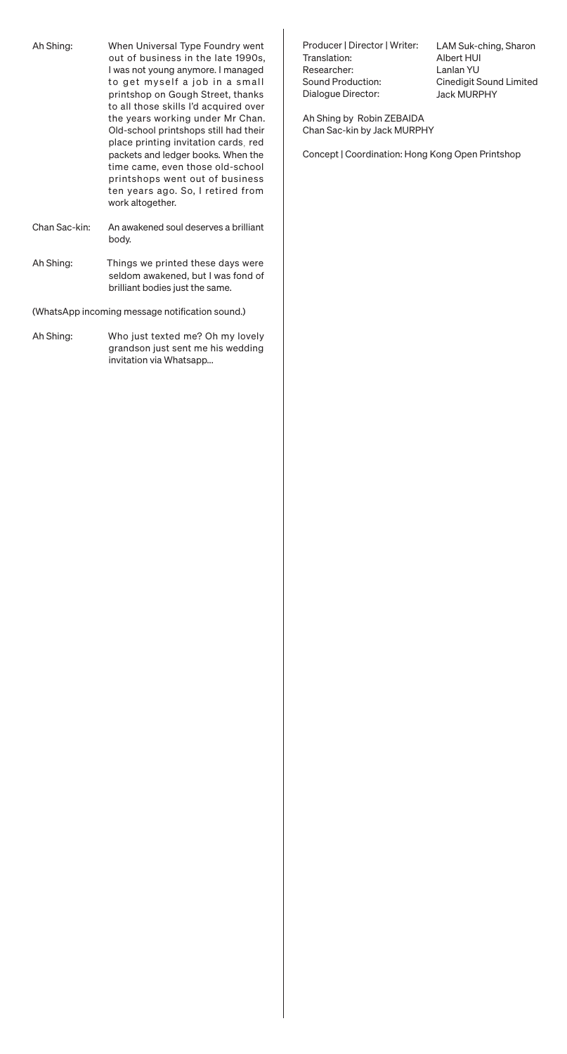Ah Shing: When Universal Type Foundry went out of business in the late 1990s, I was not young anymore. I managed to get myself a job in a small printshop on Gough Street, thanks to all those skills I'd acquired over the years working under Mr Chan. Old-school printshops still had their place printing invitation cards, red packets and ledger books. When the time came, even those old-school printshops went out of business ten years ago. So, I retired from work altogether.

Chan Sac-kin: An awakened soul deserves a brilliant body.

Ah Shing: Things we printed these days were seldom awakened, but I was fond of brilliant bodies just the same.

(WhatsApp incoming message notification sound.)

Ah Shing: Who just texted me? Oh my lovely grandson just sent me his wedding invitation via Whatsapp...

| | |
|---|---|
| Producer \| Director \| Writer: | LAM Suk-ching, Sharon |
| Translation: | Albert HUI |
| Researcher: | Lanlan YU |
| Sound Production: | Cinedigit Sound Limited |
| Dialogue Director: | Jack MURPHY |

Ah Shing by Robin ZEBAIDA
Chan Sac-kin by Jack MURPHY

Concept | Coordination: Hong Kong Open Printshop